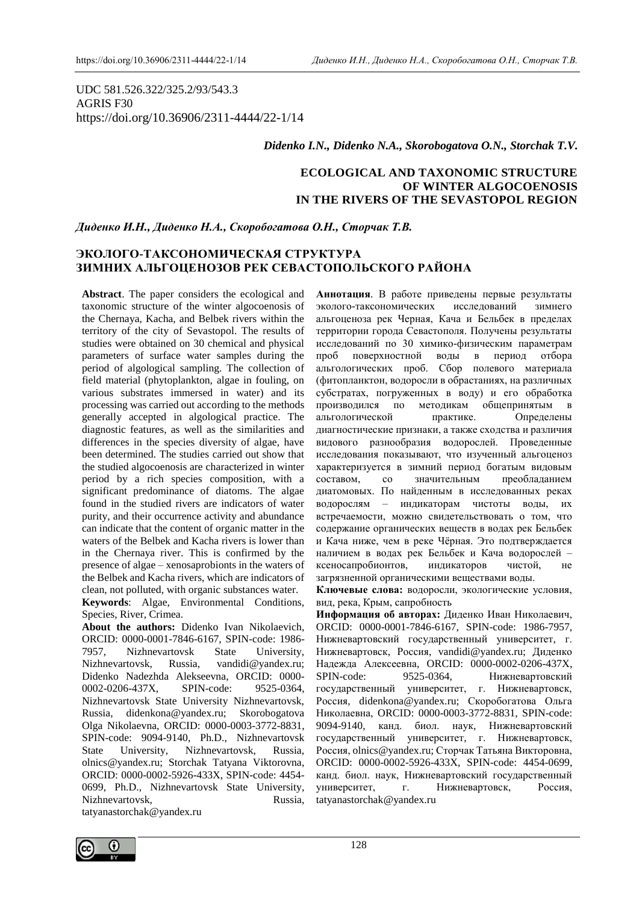UDC 581.526.322/325.2/93/543.3
AGRIS F30
https://doi.org/10.36906/2311-4444/22-1/14

***Didenko I.N., Didenko N.A., Skorobogatova O.N., Storchak T.V.***

# ECOLOGICAL AND TAXONOMIC STRUCTURE OF WINTER ALGOCOENOSIS IN THE RIVERS OF THE SEVASTOPOL REGION

***Диденко И.Н., Диденко Н.А., Скоробогатова О.Н., Сторчак Т.В.***

# ЭКОЛОГО-ТАКСОНОМИЧЕСКАЯ СТРУКТУРА ЗИМНИХ АЛЬГОЦЕНОЗОВ РЕК СЕВАСТОПОЛЬСКОГО РАЙОНА

**Abstract**. The paper considers the ecological and taxonomic structure of the winter algocoenosis of the Chernaya, Kacha, and Belbek rivers within the territory of the city of Sevastopol. The results of studies were obtained on 30 chemical and physical parameters of surface water samples during the period of algological sampling. The collection of field material (phytoplankton, algae in fouling, on various substrates immersed in water) and its processing was carried out according to the methods generally accepted in algological practice. The diagnostic features, as well as the similarities and differences in the species diversity of algae, have been determined. The studies carried out show that the studied algocoenosis are characterized in winter period by a rich species composition, with a significant predominance of diatoms. The algae found in the studied rivers are indicators of water purity, and their occurrence activity and abundance can indicate that the content of organic matter in the waters of the Belbek and Kacha rivers is lower than in the Chernaya river. This is confirmed by the presence of algae – xenosaprobionts in the waters of the Belbek and Kacha rivers, which are indicators of clean, not polluted, with organic substances water.

**Keywords**: Algae, Environmental Conditions, Species, River, Crimea.

**About the authors:** Didenko Ivan Nikolaevich, ORCID: 0000-0001-7846-6167, SPIN-code: 1986-7957, Nizhnevartovsk State University, Nizhnevartovsk, Russia, vandidi@yandex.ru; Didenko Nadezhda Alekseevna, ORCID: 0000-0002-0206-437X, SPIN-code: 9525-0364, Nizhnevartovsk State University Nizhnevartovsk, Russia, didenkona@yandex.ru; Skorobogatova Olga Nikolaevna, ORCID: 0000-0003-3772-8831, SPIN-code: 9094-9140, Ph.D., Nizhnevartovsk State University, Nizhnevartovsk, Russia, olnics@yandex.ru; Storchak Tatyana Viktorovna, ORCID: 0000-0002-5926-433X, SPIN-code: 4454-0699, Ph.D., Nizhnevartovsk State University, Nizhnevartovsk, Russia, tatyanastorchak@yandex.ru

**Аннотация**. В работе приведены первые результаты эколого-таксономических исследований зимнего альгоценоза рек Черная, Кача и Бельбек в пределах территории города Севастополя. Получены результаты исследований по 30 химико-физическим параметрам проб поверхностной воды в период отбора альгологических проб. Сбор полевого материала (фитопланктон, водоросли в обрастаниях, на различных субстратах, погруженных в воду) и его обработка производился по методикам общепринятым в альгологической практике. Определены диагностические признаки, а также сходства и различия видового разнообразия водорослей. Проведенные исследования показывают, что изученный альгоценоз характеризуется в зимний период богатым видовым составом, со значительным преобладанием диатомовых. По найденным в исследованных реках водорослям – индикаторам чистоты воды, их встречаемости, можно свидетельствовать о том, что содержание органических веществ в водах рек Бельбек и Кача ниже, чем в реке Чёрная. Это подтверждается наличием в водах рек Бельбек и Кача водорослей – ксеносапробионтов, индикаторов чистой, не загрязненной органическими веществами воды.

**Ключевые слова:** водоросли, экологические условия, вид, река, Крым, сапробность

**Информация об авторах:** Диденко Иван Николаевич, ORCID: 0000-0001-7846-6167, SPIN-code: 1986-7957, Нижневартовский государственный университет, г. Нижневартовск, Россия, vandidi@yandex.ru; Диденко Надежда Алексеевна, ORCID: 0000-0002-0206-437X, SPIN-code: 9525-0364, Нижневартовский государственный университет, г. Нижневартовск, Россия, didenkona@yandex.ru; Скоробогатова Ольга Николаевна, ORCID: 0000-0003-3772-8831, SPIN-code: 9094-9140, канд. биол. наук, Нижневартовский государственный университет, г. Нижневартовск, Россия, olnics@yandex.ru; Сторчак Татьяна Викторовна, ORCID: 0000-0002-5926-433X, SPIN-code: 4454-0699, канд. биол. наук, Нижневартовский государственный университет, г. Нижневартовск, Россия, tatyanastorchak@yandex.ru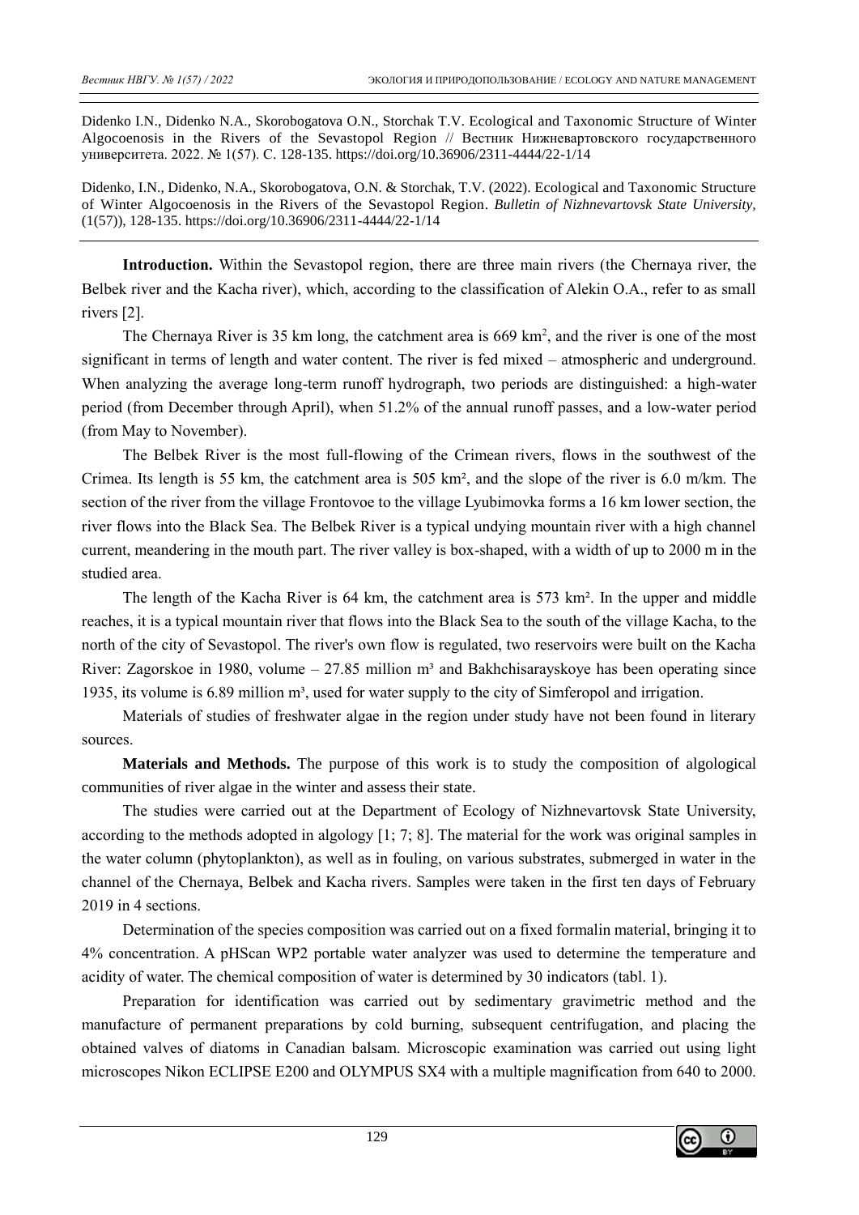Didenko I.N., Didenko N.A., Skorobogatova O.N., Storchak T.V. Ecological and Taxonomic Structure of Winter Algocoenosis in the Rivers of the Sevastopol Region // Вестник Нижневартовского государственного университета. 2022. № 1(57). С. 128-135. https://doi.org/10.36906/2311-4444/22-1/14

Didenko, I.N., Didenko, N.A., Skorobogatova, O.N. & Storchak, T.V. (2022). Ecological and Taxonomic Structure of Winter Algocoenosis in the Rivers of the Sevastopol Region. *Bulletin of Nizhnevartovsk State University,* (1(57)), 128-135. https://doi.org/10.36906/2311-4444/22-1/14

**Introduction.** Within the Sevastopol region, there are three main rivers (the Chernaya river, the Belbek river and the Kacha river), which, according to the classification of Alekin O.A., refer to as small rivers [2].

The Chernaya River is 35 km long, the catchment area is 669 km$^2$, and the river is one of the most significant in terms of length and water content. The river is fed mixed – atmospheric and underground. When analyzing the average long-term runoff hydrograph, two periods are distinguished: a high-water period (from December through April), when 51.2% of the annual runoff passes, and a low-water period (from May to November).

The Belbek River is the most full-flowing of the Crimean rivers, flows in the southwest of the Crimea. Its length is 55 km, the catchment area is 505 km², and the slope of the river is 6.0 m/km. The section of the river from the village Frontovoe to the village Lyubimovka forms a 16 km lower section, the river flows into the Black Sea. The Belbek River is a typical undying mountain river with a high channel current, meandering in the mouth part. The river valley is box-shaped, with a width of up to 2000 m in the studied area.

The length of the Kacha River is 64 km, the catchment area is 573 km². In the upper and middle reaches, it is a typical mountain river that flows into the Black Sea to the south of the village Kacha, to the north of the city of Sevastopol. The river's own flow is regulated, two reservoirs were built on the Kacha River: Zagorskoe in 1980, volume – 27.85 million m³ and Bakhchisarayskoye has been operating since 1935, its volume is 6.89 million m³, used for water supply to the city of Simferopol and irrigation.

Materials of studies of freshwater algae in the region under study have not been found in literary sources.

**Materials and Methods.** The purpose of this work is to study the composition of algological communities of river algae in the winter and assess their state.

The studies were carried out at the Department of Ecology of Nizhnevartovsk State University, according to the methods adopted in algology [1; 7; 8]. The material for the work was original samples in the water column (phytoplankton), as well as in fouling, on various substrates, submerged in water in the channel of the Chernaya, Belbek and Kacha rivers. Samples were taken in the first ten days of February 2019 in 4 sections.

Determination of the species composition was carried out on a fixed formalin material, bringing it to 4% concentration. A pHScan WP2 portable water analyzer was used to determine the temperature and acidity of water. The chemical composition of water is determined by 30 indicators (tabl. 1).

Preparation for identification was carried out by sedimentary gravimetric method and the manufacture of permanent preparations by cold burning, subsequent centrifugation, and placing the obtained valves of diatoms in Canadian balsam. Microscopic examination was carried out using light microscopes Nikon ECLIPSE E200 and OLYMPUS SX4 with a multiple magnification from 640 to 2000.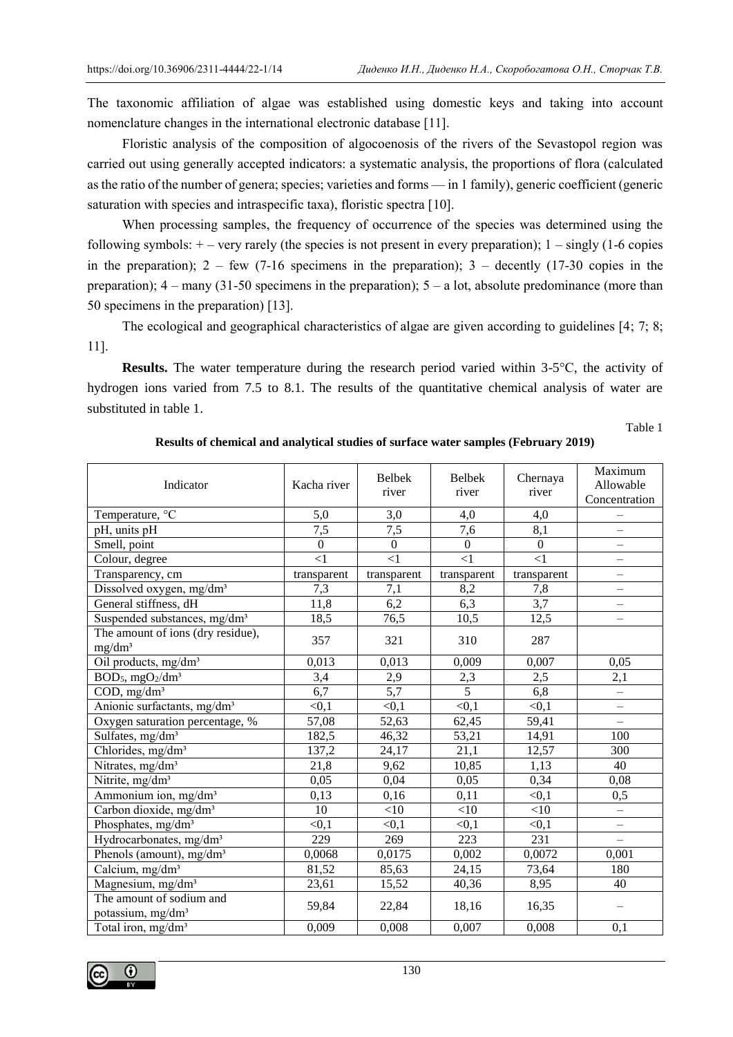The taxonomic affiliation of algae was established using domestic keys and taking into account nomenclature changes in the international electronic database [11].

Floristic analysis of the composition of algocoenosis of the rivers of the Sevastopol region was carried out using generally accepted indicators: a systematic analysis, the proportions of flora (calculated as the ratio of the number of genera; species; varieties and forms — in 1 family), generic coefficient (generic saturation with species and intraspecific taxa), floristic spectra [10].

When processing samples, the frequency of occurrence of the species was determined using the following symbols: + – very rarely (the species is not present in every preparation); 1 – singly (1-6 copies in the preparation); 2 – few (7-16 specimens in the preparation); 3 – decently (17-30 copies in the preparation); 4 – many (31-50 specimens in the preparation); 5 – a lot, absolute predominance (more than 50 specimens in the preparation) [13].

The ecological and geographical characteristics of algae are given according to guidelines [4; 7; 8; 11].

**Results.** The water temperature during the research period varied within 3-5°C, the activity of hydrogen ions varied from 7.5 to 8.1. The results of the quantitative chemical analysis of water are substituted in table 1.

Table 1

**Results of chemical and analytical studies of surface water samples (February 2019)**

| Indicator | Kacha river | Belbek river | Belbek river | Chernaya river | Maximum Allowable Concentration |
|---|---|---|---|---|---|
| Temperature, °C | 5,0 | 3,0 | 4,0 | 4,0 | – |
| pH, units pH | 7,5 | 7,5 | 7,6 | 8,1 | – |
| Smell, point | 0 | 0 | 0 | 0 | – |
| Colour, degree | <1 | <1 | <1 | <1 | – |
| Transparency, cm | transparent | transparent | transparent | transparent | – |
| Dissolved oxygen, mg/dm³ | 7,3 | 7,1 | 8,2 | 7,8 | – |
| General stiffness, dH | 11,8 | 6,2 | 6,3 | 3,7 | – |
| Suspended substances, mg/dm³ | 18,5 | 76,5 | 10,5 | 12,5 | – |
| The amount of ions (dry residue), mg/dm³ | 357 | 321 | 310 | 287 | |
| Oil products, mg/dm³ | 0,013 | 0,013 | 0,009 | 0,007 | 0,05 |
| $BOD_5$, $mgO_2/dm^3$ | 3,4 | 2,9 | 2,3 | 2,5 | 2,1 |
| COD, mg/dm³ | 6,7 | 5,7 | 5 | 6,8 | – |
| Anionic surfactants, mg/dm³ | <0,1 | <0,1 | <0,1 | <0,1 | – |
| Oxygen saturation percentage, % | 57,08 | 52,63 | 62,45 | 59,41 | – |
| Sulfates, mg/dm³ | 182,5 | 46,32 | 53,21 | 14,91 | 100 |
| Chlorides, mg/dm³ | 137,2 | 24,17 | 21,1 | 12,57 | 300 |
| Nitrates, mg/dm³ | 21,8 | 9,62 | 10,85 | 1,13 | 40 |
| Nitrite, mg/dm³ | 0,05 | 0,04 | 0,05 | 0,34 | 0,08 |
| Ammonium ion, mg/dm³ | 0,13 | 0,16 | 0,11 | <0,1 | 0,5 |
| Carbon dioxide, mg/dm³ | 10 | <10 | <10 | <10 | – |
| Phosphates, mg/dm³ | <0,1 | <0,1 | <0,1 | <0,1 | – |
| Hydrocarbonates, mg/dm³ | 229 | 269 | 223 | 231 | – |
| Phenols (amount), mg/dm³ | 0,0068 | 0,0175 | 0,002 | 0,0072 | 0,001 |
| Calcium, mg/dm³ | 81,52 | 85,63 | 24,15 | 73,64 | 180 |
| Magnesium, mg/dm³ | 23,61 | 15,52 | 40,36 | 8,95 | 40 |
| The amount of sodium and potassium, mg/dm³ | 59,84 | 22,84 | 18,16 | 16,35 | – |
| Total iron, mg/dm³ | 0,009 | 0,008 | 0,007 | 0,008 | 0,1 |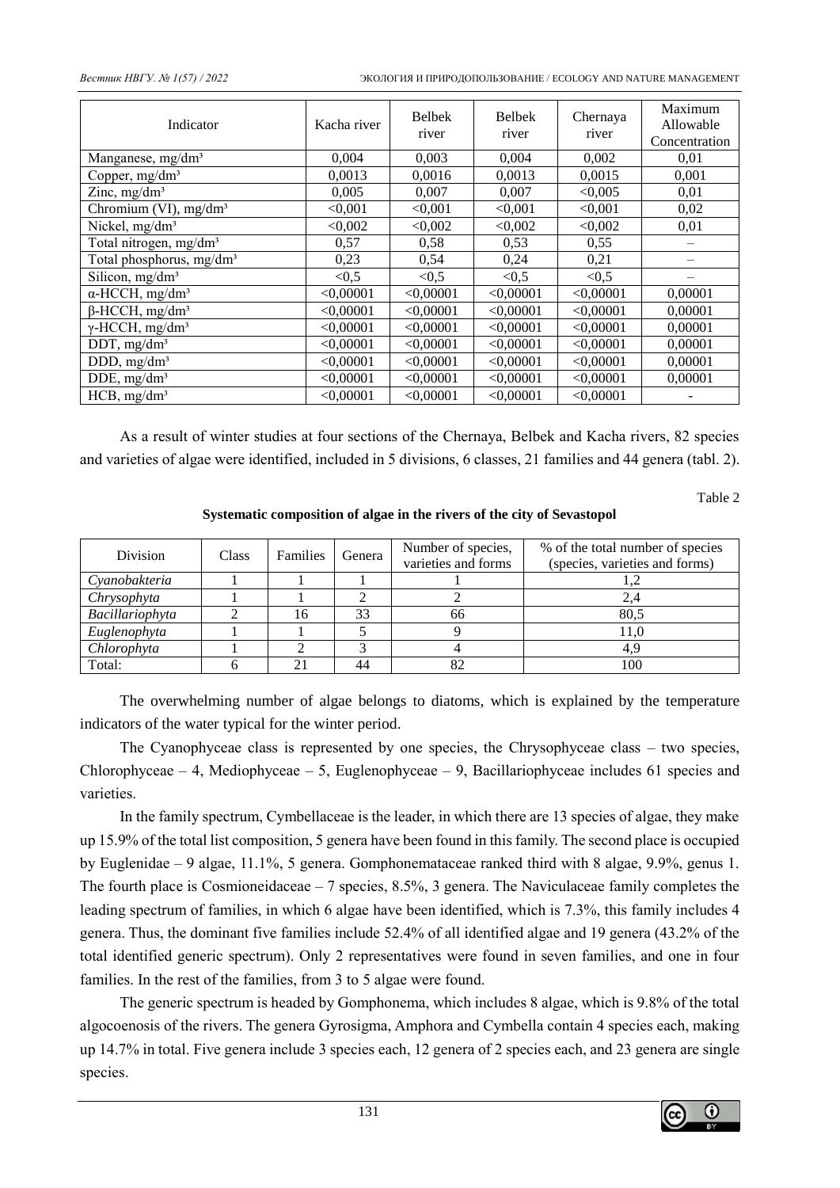| Indicator | Kacha river | Belbek river | Belbek river | Chernaya river | Maximum Allowable Concentration |
|---|---|---|---|---|---|
| Manganese, mg/dm³ | 0,004 | 0,003 | 0,004 | 0,002 | 0,01 |
| Copper, mg/dm³ | 0,0013 | 0,0016 | 0,0013 | 0,0015 | 0,001 |
| Zinc, mg/dm³ | 0,005 | 0,007 | 0,007 | <0,005 | 0,01 |
| Chromium (VI), mg/dm³ | <0,001 | <0,001 | <0,001 | <0,001 | 0,02 |
| Nickel, mg/dm³ | <0,002 | <0,002 | <0,002 | <0,002 | 0,01 |
| Total nitrogen, mg/dm³ | 0,57 | 0,58 | 0,53 | 0,55 | – |
| Total phosphorus, mg/dm³ | 0,23 | 0,54 | 0,24 | 0,21 | – |
| Silicon, mg/dm³ | <0,5 | <0,5 | <0,5 | <0,5 | – |
| α-HCCH, mg/dm³ | <0,00001 | <0,00001 | <0,00001 | <0,00001 | 0,00001 |
| β-HCCH, mg/dm³ | <0,00001 | <0,00001 | <0,00001 | <0,00001 | 0,00001 |
| γ-HCCH, mg/dm³ | <0,00001 | <0,00001 | <0,00001 | <0,00001 | 0,00001 |
| DDT, mg/dm³ | <0,00001 | <0,00001 | <0,00001 | <0,00001 | 0,00001 |
| DDD, mg/dm³ | <0,00001 | <0,00001 | <0,00001 | <0,00001 | 0,00001 |
| DDE, mg/dm³ | <0,00001 | <0,00001 | <0,00001 | <0,00001 | 0,00001 |
| HCB, mg/dm³ | <0,00001 | <0,00001 | <0,00001 | <0,00001 | - |

As a result of winter studies at four sections of the Chernaya, Belbek and Kacha rivers, 82 species and varieties of algae were identified, included in 5 divisions, 6 classes, 21 families and 44 genera (tabl. 2).

Table 2

**Systematic composition of algae in the rivers of the city of Sevastopol**

| Division | Class | Families | Genera | Number of species, varieties and forms | % of the total number of species (species, varieties and forms) |
|---|---|---|---|---|---|
| *Cyanobakteria* | 1 | 1 | 1 | 1 | 1,2 |
| *Chrysophyta* | 1 | 1 | 2 | 2 | 2,4 |
| *Bacillariophyta* | 2 | 16 | 33 | 66 | 80,5 |
| *Euglenophyta* | 1 | 1 | 5 | 9 | 11,0 |
| *Chlorophyta* | 1 | 2 | 3 | 4 | 4,9 |
| Total: | 6 | 21 | 44 | 82 | 100 |

The overwhelming number of algae belongs to diatoms, which is explained by the temperature indicators of the water typical for the winter period.

The Cyanophyceae class is represented by one species, the Chrysophyceae class – two species, Chlorophyceae – 4, Mediophyceae – 5, Euglenophyceae – 9, Bacillariophyceae includes 61 species and varieties.

In the family spectrum, Cymbellaceae is the leader, in which there are 13 species of algae, they make up 15.9% of the total list composition, 5 genera have been found in this family. The second place is occupied by Euglenidae – 9 algae, 11.1%, 5 genera. Gomphonemataceae ranked third with 8 algae, 9.9%, genus 1. The fourth place is Cosmioneidaceae – 7 species, 8.5%, 3 genera. The Naviculaceae family completes the leading spectrum of families, in which 6 algae have been identified, which is 7.3%, this family includes 4 genera. Thus, the dominant five families include 52.4% of all identified algae and 19 genera (43.2% of the total identified generic spectrum). Only 2 representatives were found in seven families, and one in four families. In the rest of the families, from 3 to 5 algae were found.

The generic spectrum is headed by Gomphonema, which includes 8 algae, which is 9.8% of the total algocoenosis of the rivers. The genera Gyrosigma, Amphora and Cymbella contain 4 species each, making up 14.7% in total. Five genera include 3 species each, 12 genera of 2 species each, and 23 genera are single species.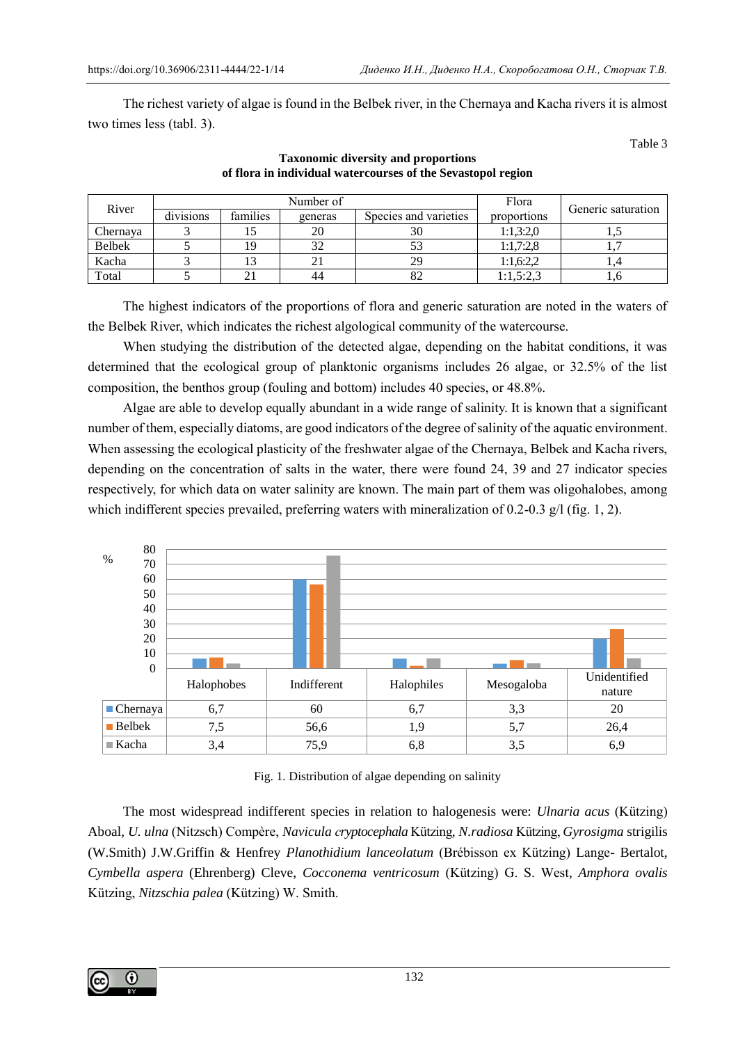The richest variety of algae is found in the Belbek river, in the Chernaya and Kacha rivers it is almost two times less (tabl. 3).

Table 3

**Taxonomic diversity and proportions of flora in individual watercourses of the Sevastopol region**

| River | Number of | | | | Flora proportions | Generic saturation |
|---|---|---|---|---|---|---|
| | divisions | families | generas | Species and varieties | | |
| Chernaya | 3 | 15 | 20 | 30 | 1:1,3:2,0 | 1,5 |
| Belbek | 5 | 19 | 32 | 53 | 1:1,7:2,8 | 1,7 |
| Kacha | 3 | 13 | 21 | 29 | 1:1,6:2,2 | 1,4 |
| Total | 5 | 21 | 44 | 82 | 1:1,5:2,3 | 1,6 |

The highest indicators of the proportions of flora and generic saturation are noted in the waters of the Belbek River, which indicates the richest algological community of the watercourse.

When studying the distribution of the detected algae, depending on the habitat conditions, it was determined that the ecological group of planktonic organisms includes 26 algae, or 32.5% of the list composition, the benthos group (fouling and bottom) includes 40 species, or 48.8%.

Algae are able to develop equally abundant in a wide range of salinity. It is known that a significant number of them, especially diatoms, are good indicators of the degree of salinity of the aquatic environment. When assessing the ecological plasticity of the freshwater algae of the Chernaya, Belbek and Kacha rivers, depending on the concentration of salts in the water, there were found 24, 39 and 27 indicator species respectively, for which data on water salinity are known. The main part of them was oligohalobes, among which indifferent species prevailed, preferring waters with mineralization of 0.2-0.3 g/l (fig. 1, 2).

| % | Halophobes | Indifferent | Halophiles | Mesogaloba | Unidentified nature |
|---|---|---|---|---|---|
| Chernaya | 6,7 | 60 | 6,7 | 3,3 | 20 |
| Belbek | 7,5 | 56,6 | 1,9 | 5,7 | 26,4 |
| Kacha | 3,4 | 75,9 | 6,8 | 3,5 | 6,9 |

Fig. 1. Distribution of algae depending on salinity

The most widespread indifferent species in relation to halogenesis were: *Ulnaria acus* (Kützing) Aboal, *U. ulna* (Nitzsch) Compère, *Navicula cryptocephala* Kützing, *N.radiosa* Kützing, *Gyrosigma* strigilis (W.Smith) J.W.Griffin & Henfrey *Planothidium lanceolatum* (Brébisson ex Kützing) Lange- Bertalot, *Cymbella aspera* (Ehrenberg) Cleve, *Cocconema ventricosum* (Kützing) G. S. West, *Amphora ovalis* Kützing, *Nitzschia palea* (Kützing) W. Smith.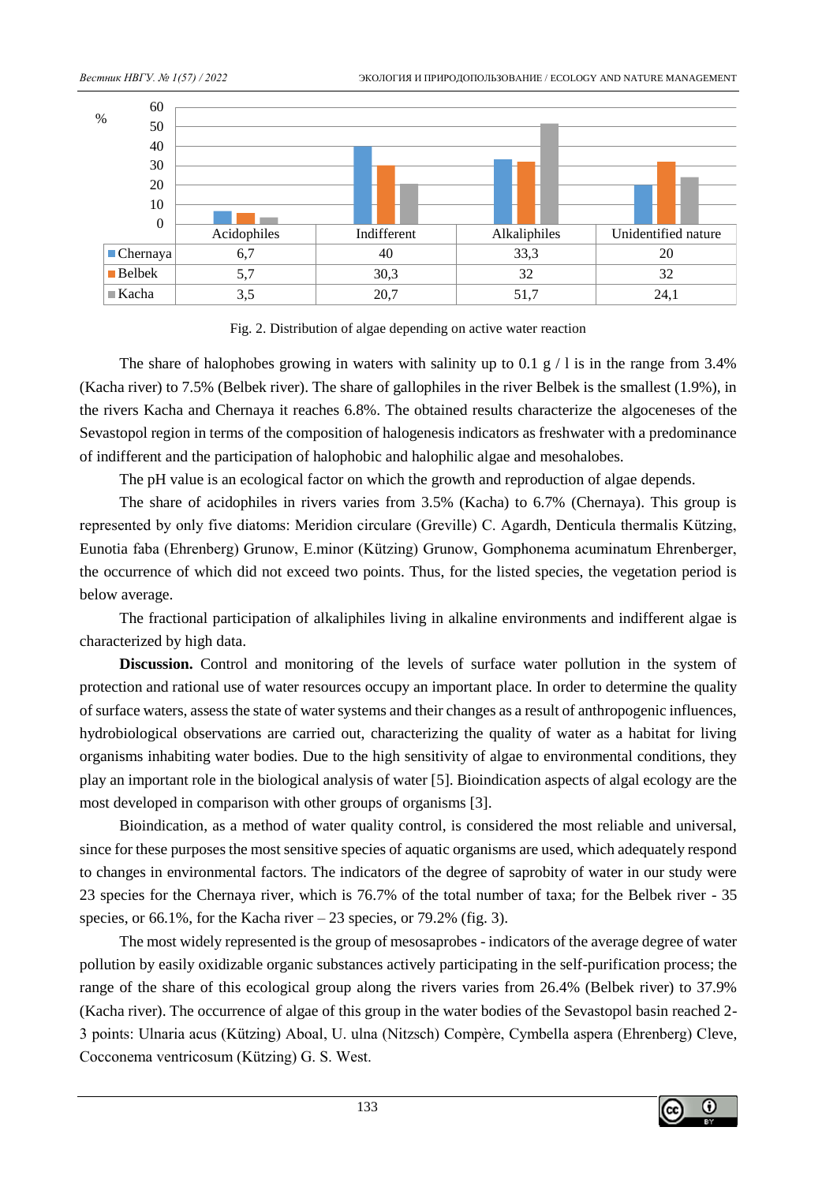| | Acidophiles | Indifferent | Alkaliphiles | Unidentified nature |
|---|---|---|---|---|
| Chernaya | 6,7 | 40 | 33,3 | 20 |
| Belbek | 5,7 | 30,3 | 32 | 32 |
| Kacha | 3,5 | 20,7 | 51,7 | 24,1 |

Fig. 2. Distribution of algae depending on active water reaction

The share of halophobes growing in waters with salinity up to 0.1 g / l is in the range from 3.4% (Kacha river) to 7.5% (Belbek river). The share of gallophiles in the river Belbek is the smallest (1.9%), in the rivers Kacha and Chernaya it reaches 6.8%. The obtained results characterize the algoceneses of the Sevastopol region in terms of the composition of halogenesis indicators as freshwater with a predominance of indifferent and the participation of halophobic and halophilic algae and mesohalobes.

The pH value is an ecological factor on which the growth and reproduction of algae depends.

The share of acidophiles in rivers varies from 3.5% (Kacha) to 6.7% (Chernaya). This group is represented by only five diatoms: Meridion circulare (Greville) C. Agardh, Denticula thermalis Kützing, Eunotia faba (Ehrenberg) Grunow, E.minor (Kützing) Grunow, Gomphonema acuminatum Ehrenberger, the occurrence of which did not exceed two points. Thus, for the listed species, the vegetation period is below average.

The fractional participation of alkaliphiles living in alkaline environments and indifferent algae is characterized by high data.

**Discussion.** Control and monitoring of the levels of surface water pollution in the system of protection and rational use of water resources occupy an important place. In order to determine the quality of surface waters, assess the state of water systems and their changes as a result of anthropogenic influences, hydrobiological observations are carried out, characterizing the quality of water as a habitat for living organisms inhabiting water bodies. Due to the high sensitivity of algae to environmental conditions, they play an important role in the biological analysis of water [5]. Bioindication aspects of algal ecology are the most developed in comparison with other groups of organisms [3].

Bioindication, as a method of water quality control, is considered the most reliable and universal, since for these purposes the most sensitive species of aquatic organisms are used, which adequately respond to changes in environmental factors. The indicators of the degree of saprobity of water in our study were 23 species for the Chernaya river, which is 76.7% of the total number of taxa; for the Belbek river - 35 species, or 66.1%, for the Kacha river – 23 species, or 79.2% (fig. 3).

The most widely represented is the group of mesosaprobes - indicators of the average degree of water pollution by easily oxidizable organic substances actively participating in the self-purification process; the range of the share of this ecological group along the rivers varies from 26.4% (Belbek river) to 37.9% (Kacha river). The occurrence of algae of this group in the water bodies of the Sevastopol basin reached 2-3 points: Ulnaria acus (Kützing) Aboal, U. ulna (Nitzsch) Compère, Cymbella aspera (Ehrenberg) Cleve, Cocconema ventricosum (Kützing) G. S. West.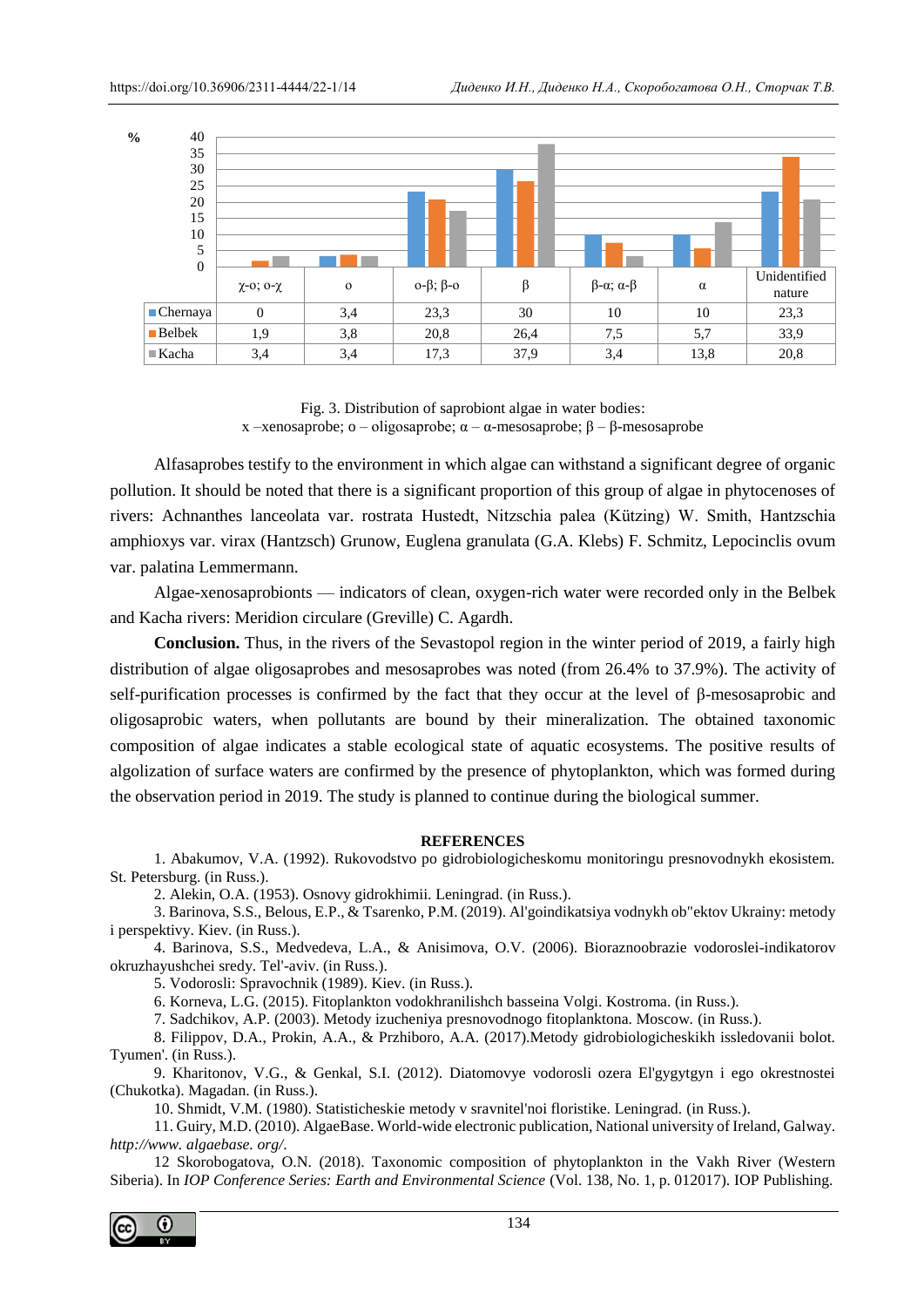| % | χ-o; o-χ | o | o-β; β-o | β | β-α; α-β | α | Unidentified nature |
|---|---|---|---|---|---|---|---|
| Chernaya | 0 | 3,4 | 23,3 | 30 | 10 | 10 | 23,3 |
| Belbek | 1,9 | 3,8 | 20,8 | 26,4 | 7,5 | 5,7 | 33,9 |
| Kacha | 3,4 | 3,4 | 17,3 | 37,9 | 3,4 | 13,8 | 20,8 |

Fig. 3. Distribution of saprobiont algae in water bodies:
x –xenosaprobe; o – oligosaprobe; α – α-mesosaprobe; β – β-mesosaprobe

Alfasaprobes testify to the environment in which algae can withstand a significant degree of organic pollution. It should be noted that there is a significant proportion of this group of algae in phytocenoses of rivers: Achnanthes lanceolata var. rostrata Hustedt, Nitzschia palea (Kützing) W. Smith, Hantzschia amphioxys var. virax (Hantzsch) Grunow, Euglena granulata (G.A. Klebs) F. Schmitz, Lepocinclis ovum var. palatina Lemmermann.

Algae-xenosaprobionts — indicators of clean, oxygen-rich water were recorded only in the Belbek and Kacha rivers: Meridion circulare (Greville) C. Agardh.

**Conclusion.** Thus, in the rivers of the Sevastopol region in the winter period of 2019, a fairly high distribution of algae oligosaprobes and mesosaprobes was noted (from 26.4% to 37.9%). The activity of self-purification processes is confirmed by the fact that they occur at the level of β-mesosaprobic and oligosaprobic waters, when pollutants are bound by their mineralization. The obtained taxonomic composition of algae indicates a stable ecological state of aquatic ecosystems. The positive results of algolization of surface waters are confirmed by the presence of phytoplankton, which was formed during the observation period in 2019. The study is planned to continue during the biological summer.

## REFERENCES

1. Abakumov, V.A. (1992). Rukovodstvo po gidrobiologicheskomu monitoringu presnovodnykh ekosistem. St. Petersburg. (in Russ.).
2. Alekin, O.A. (1953). Osnovy gidrokhimii. Leningrad. (in Russ.).
3. Barinova, S.S., Belous, E.P., & Tsarenko, P.M. (2019). Al'goindikatsiya vodnykh ob"ektov Ukrainy: metody i perspektivy. Kiev. (in Russ.).
4. Barinova, S.S., Medvedeva, L.A., & Anisimova, O.V. (2006). Bioraznoobrazie vodoroslei-indikatorov okruzhayushchei sredy. Tel'-aviv. (in Russ.).
5. Vodorosli: Spravochnik (1989). Kiev. (in Russ.).
6. Korneva, L.G. (2015). Fitoplankton vodokhranilishch basseina Volgi. Kostroma. (in Russ.).
7. Sadchikov, A.P. (2003). Metody izucheniya presnovodnogo fitoplanktona. Moscow. (in Russ.).
8. Filippov, D.A., Prokin, A.A., & Przhiboro, A.A. (2017).Metody gidrobiologicheskikh issledovanii bolot. Tyumen'. (in Russ.).
9. Kharitonov, V.G., & Genkal, S.I. (2012). Diatomovye vodorosli ozera El'gygytgyn i ego okrestnostei (Chukotka). Magadan. (in Russ.).
10. Shmidt, V.M. (1980). Statisticheskie metody v sravnitel'noi floristike. Leningrad. (in Russ.).
11. Guiry, M.D. (2010). AlgaeBase. World-wide electronic publication, National university of Ireland, Galway. *http://www. algaebase. org/.*
12 Skorobogatova, O.N. (2018). Taxonomic composition of phytoplankton in the Vakh River (Western Siberia). In *IOP Conference Series: Earth and Environmental Science* (Vol. 138, No. 1, p. 012017). IOP Publishing.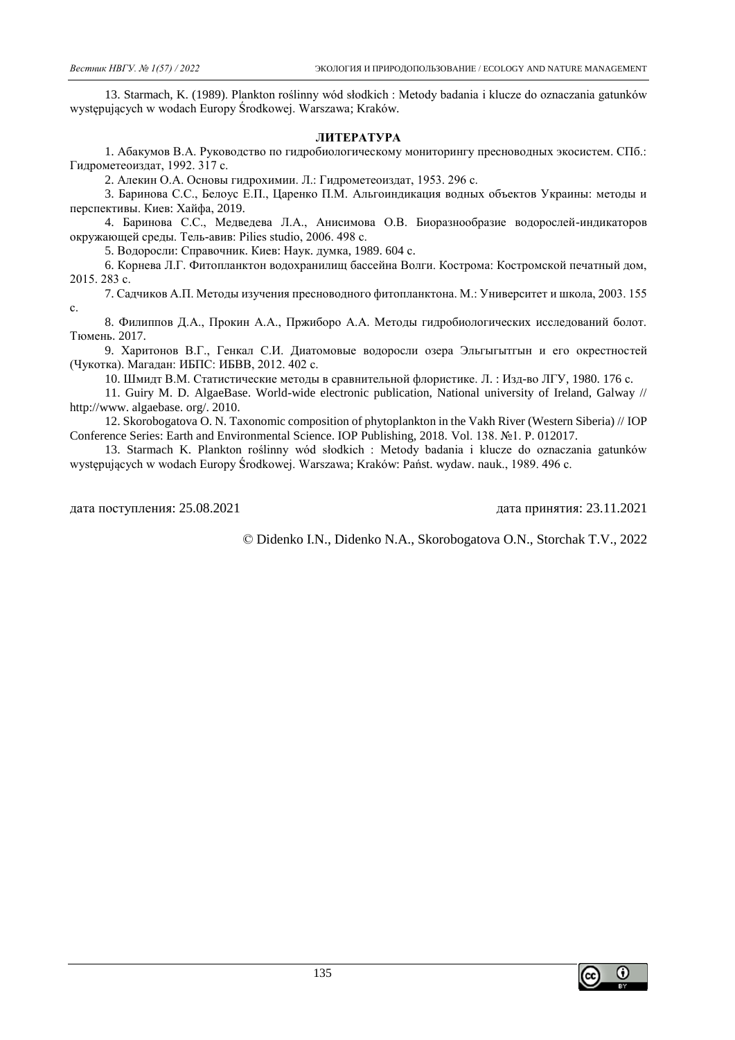13. Starmach, K. (1989). Plankton roślinny wód słodkich : Metody badania i klucze do oznaczania gatunków występujących w wodach Europy Środkowej. Warszawa; Kraków.

**ЛИТЕРАТУРА**

1. Абакумов В.А. Руководство по гидробиологическому мониторингу пресноводных экосистем. СПб.: Гидрометеоиздат, 1992. 317 с.
2. Алекин О.А. Основы гидрохимии. Л.: Гидрометеоиздат, 1953. 296 с.
3. Баринова С.С., Белоус Е.П., Царенко П.М. Альгоиндикация водных объектов Украины: методы и перспективы. Киев: Хайфа, 2019.
4. Баринова С.С., Медведева Л.А., Анисимова О.В. Биоразнообразие водорослей-индикаторов окружающей среды. Тель-авив: Pilies studio, 2006. 498 с.
5. Водоросли: Справочник. Киев: Наук. думка, 1989. 604 с.
6. Корнева Л.Г. Фитопланктон водохранилищ бассейна Волги. Кострома: Костромской печатный дом, 2015. 283 с.
7. Садчиков А.П. Методы изучения пресноводного фитопланктона. М.: Университет и школа, 2003. 155 с.
8. Филиппов Д.А., Прокин А.А., Пржиборо А.А. Методы гидробиологических исследований болот. Тюмень. 2017.
9. Харитонов В.Г., Генкал С.И. Диатомовые водоросли озера Эльгыгытгын и его окрестностей (Чукотка). Магадан: ИБПС: ИБВВ, 2012. 402 с.
10. Шмидт В.М. Статистические методы в сравнительной флористике. Л. : Изд-во ЛГУ, 1980. 176 с.
11. Guiry M. D. AlgaeBase. World-wide electronic publication, National university of Ireland, Galway // http://www. algaebase. org/. 2010.
12. Skorobogatova O. N. Taxonomic composition of phytoplankton in the Vakh River (Western Siberia) // IOP Conference Series: Earth and Environmental Science. IOP Publishing, 2018. Vol. 138. №1. P. 012017.
13. Starmach K. Plankton roślinny wód słodkich : Metody badania i klucze do oznaczania gatunków występujących w wodach Europy Środkowej. Warszawa; Kraków: Państ. wydaw. nauk., 1989. 496 с.

дата поступления: 25.08.2021 дата принятия: 23.11.2021

© Didenko I.N., Didenko N.A., Skorobogatova O.N., Storchak T.V., 2022